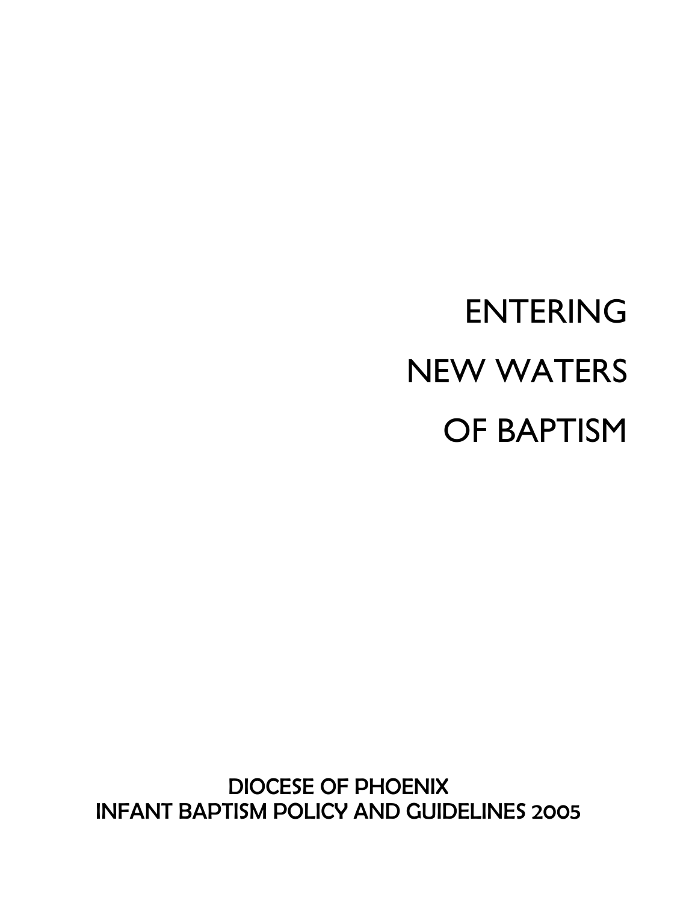# ENTERING
# NEW WATERS
# OF BAPTISM

DIOCESE OF PHOENIX
INFANT BAPTISM POLICY AND GUIDELINES 2005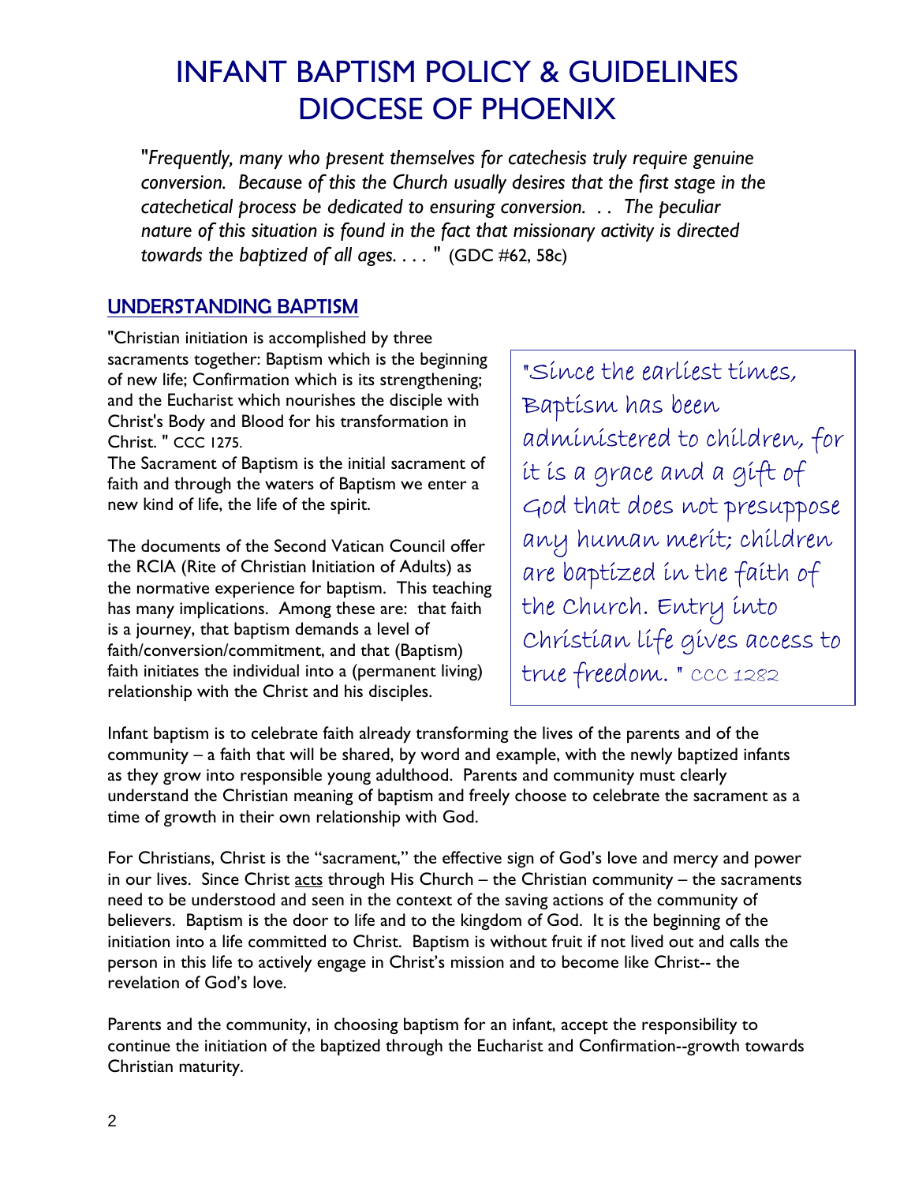# INFANT BAPTISM POLICY & GUIDELINES DIOCESE OF PHOENIX

*"Frequently, many who present themselves for catechesis truly require genuine conversion. Because of this the Church usually desires that the first stage in the catechetical process be dedicated to ensuring conversion. . . The peculiar nature of this situation is found in the fact that missionary activity is directed towards the baptized of all ages. . . . "* (GDC #62, 58c)

## UNDERSTANDING BAPTISM

"Christian initiation is accomplished by three sacraments together: Baptism which is the beginning of new life; Confirmation which is its strengthening; and the Eucharist which nourishes the disciple with Christ's Body and Blood for his transformation in Christ. " CCC 1275.

The Sacrament of Baptism is the initial sacrament of faith and through the waters of Baptism we enter a new kind of life, the life of the spirit.

The documents of the Second Vatican Council offer the RCIA (Rite of Christian Initiation of Adults) as the normative experience for baptism. This teaching has many implications. Among these are: that faith is a journey, that baptism demands a level of faith/conversion/commitment, and that (Baptism) faith initiates the individual into a (permanent living) relationship with the Christ and his disciples.

> "Since the earliest times, Baptism has been administered to children, for it is a grace and a gift of God that does not presuppose any human merit; children are baptized in the faith of the Church. Entry into Christian life gives access to true freedom. " CCC 1282

Infant baptism is to celebrate faith already transforming the lives of the parents and of the community – a faith that will be shared, by word and example, with the newly baptized infants as they grow into responsible young adulthood. Parents and community must clearly understand the Christian meaning of baptism and freely choose to celebrate the sacrament as a time of growth in their own relationship with God.

For Christians, Christ is the "sacrament," the effective sign of God's love and mercy and power in our lives. Since Christ acts through His Church – the Christian community – the sacraments need to be understood and seen in the context of the saving actions of the community of believers. Baptism is the door to life and to the kingdom of God. It is the beginning of the initiation into a life committed to Christ. Baptism is without fruit if not lived out and calls the person in this life to actively engage in Christ's mission and to become like Christ-- the revelation of God's love.

Parents and the community, in choosing baptism for an infant, accept the responsibility to continue the initiation of the baptized through the Eucharist and Confirmation--growth towards Christian maturity.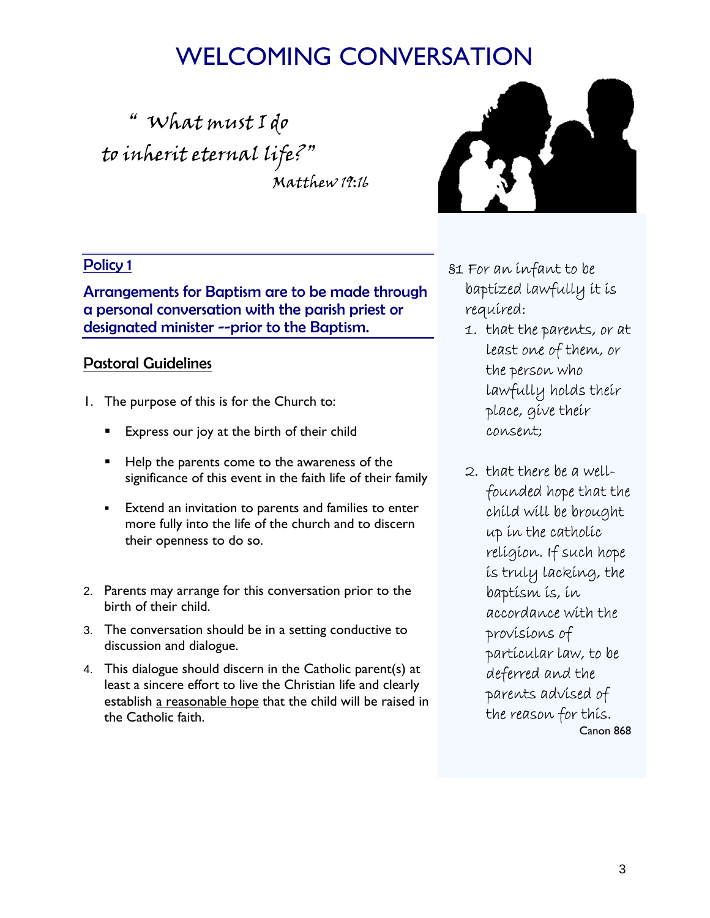# WELCOMING CONVERSATION

*" What must I do*
*to inherit eternal life?"*
*Matthew 19:16*

## Policy 1

**Arrangements for Baptism are to be made through a personal conversation with the parish priest or designated minister --prior to the Baptism.**

### Pastoral Guidelines

1. The purpose of this is for the Church to:
   - Express our joy at the birth of their child
   - Help the parents come to the awareness of the significance of this event in the faith life of their family
   - Extend an invitation to parents and families to enter more fully into the life of the church and to discern their openness to do so.
2. Parents may arrange for this conversation prior to the birth of their child.
3. The conversation should be in a setting conductive to discussion and dialogue.
4. This dialogue should discern in the Catholic parent(s) at least a sincere effort to live the Christian life and clearly establish a reasonable hope that the child will be raised in the Catholic faith.

§1 For an infant to be baptized lawfully it is required:

1. that the parents, or at least one of them, or the person who lawfully holds their place, give their consent;
2. that there be a well-founded hope that the child will be brought up in the catholic religion. If such hope is truly lacking, the baptism is, in accordance with the provisions of particular law, to be deferred and the parents advised of the reason for this.

Canon 868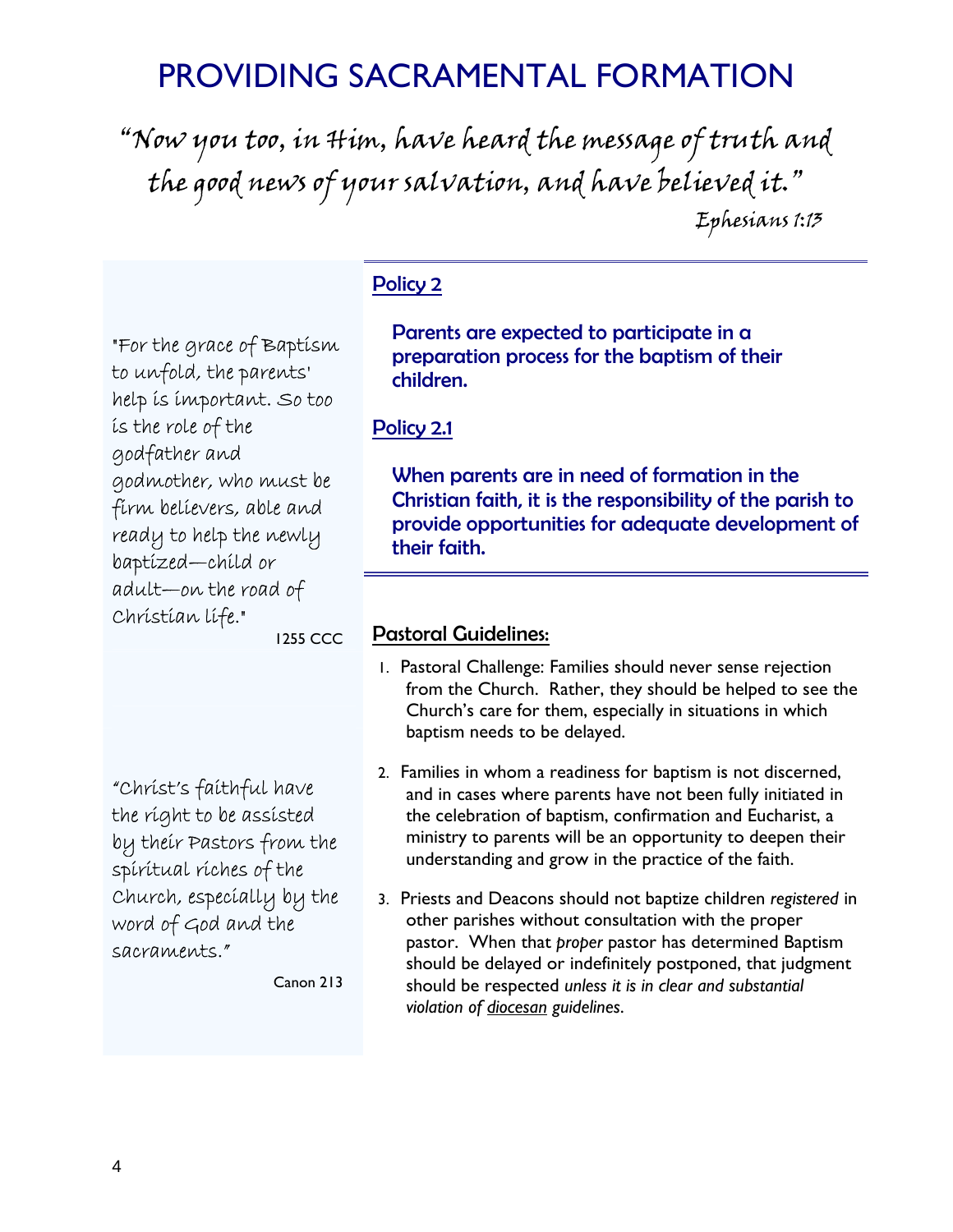# PROVIDING SACRAMENTAL FORMATION

*"Now you too, in Him, have heard the message of truth and the good news of your salvation, and have believed it."*

*Ephesians 1:13*

## Policy 2

**Parents are expected to participate in a preparation process for the baptism of their children.**

## Policy 2.1

**When parents are in need of formation in the Christian faith, it is the responsibility of the parish to provide opportunities for adequate development of their faith.**

## Pastoral Guidelines:

1. Pastoral Challenge: Families should never sense rejection from the Church. Rather, they should be helped to see the Church's care for them, especially in situations in which baptism needs to be delayed.

2. Families in whom a readiness for baptism is not discerned, and in cases where parents have not been fully initiated in the celebration of baptism, confirmation and Eucharist, a ministry to parents will be an opportunity to deepen their understanding and grow in the practice of the faith.

3. Priests and Deacons should not baptize children *registered* in other parishes without consultation with the proper pastor. When that *proper* pastor has determined Baptism should be delayed or indefinitely postponed, that judgment should be respected *unless it is in clear and substantial violation of diocesan guidelines*.

"For the grace of Baptism to unfold, the parents' help is important. So too is the role of the godfather and godmother, who must be firm believers, able and ready to help the newly baptized—child or adult—on the road of Christian life."

1255 CCC

"Christ's faithful have the right to be assisted by their Pastors from the spiritual riches of the Church, especially by the word of God and the sacraments."

Canon 213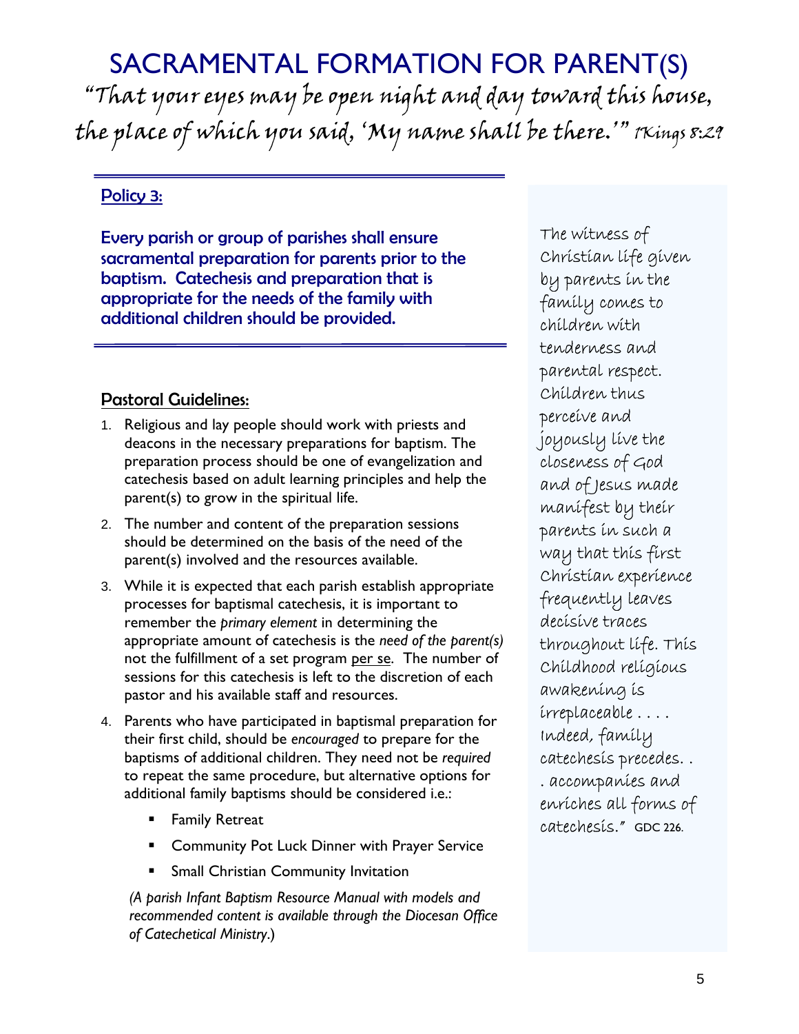# SACRAMENTAL FORMATION FOR PARENT(S)

*"That your eyes may be open night and day toward this house, the place of which you said, 'My name shall be there.'" 1Kings 8:29*

## Policy 3:

**Every parish or group of parishes shall ensure sacramental preparation for parents prior to the baptism. Catechesis and preparation that is appropriate for the needs of the family with additional children should be provided.**

## Pastoral Guidelines:

1. Religious and lay people should work with priests and deacons in the necessary preparations for baptism. The preparation process should be one of evangelization and catechesis based on adult learning principles and help the parent(s) to grow in the spiritual life.
2. The number and content of the preparation sessions should be determined on the basis of the need of the parent(s) involved and the resources available.
3. While it is expected that each parish establish appropriate processes for baptismal catechesis, it is important to remember the *primary element* in determining the appropriate amount of catechesis is the *need of the parent(s)* not the fulfillment of a set program per se. The number of sessions for this catechesis is left to the discretion of each pastor and his available staff and resources.
4. Parents who have participated in baptismal preparation for their first child, should be *encouraged* to prepare for the baptisms of additional children. They need not be *required* to repeat the same procedure, but alternative options for additional family baptisms should be considered i.e.:
   - Family Retreat
   - Community Pot Luck Dinner with Prayer Service
   - Small Christian Community Invitation

*(A parish Infant Baptism Resource Manual with models and recommended content is available through the Diocesan Office of Catechetical Ministry.)*

*The witness of Christian life given by parents in the family comes to children with tenderness and parental respect. Children thus perceive and joyously live the closeness of God and of Jesus made manifest by their parents in such a way that this first Christian experience frequently leaves decisive traces throughout life. This Childhood religious awakening is irreplaceable . . . . Indeed, family catechesis precedes. . . accompanies and enriches all forms of catechesis."* GDC 226.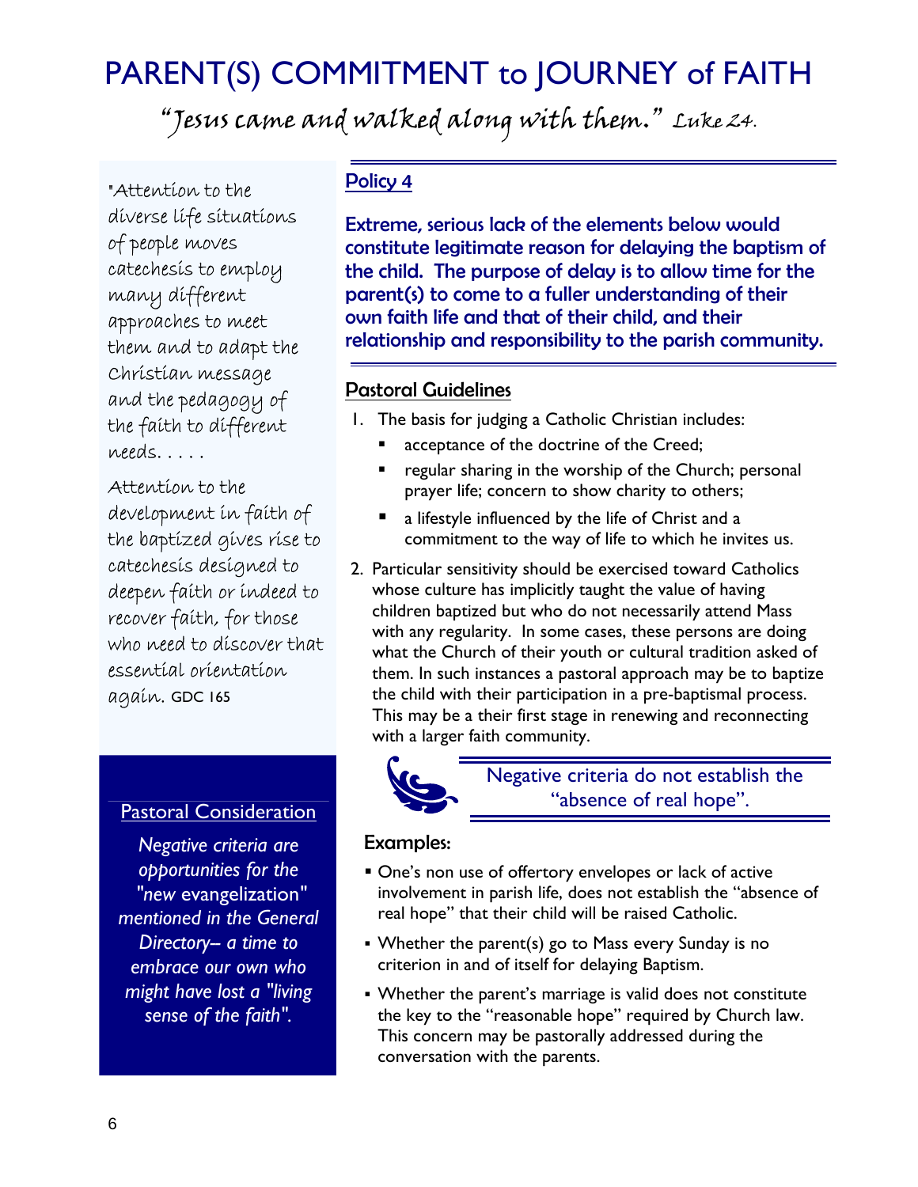#  PARENT(S) COMMITMENT to JOURNEY of FAITH

*"Jesus came and walked along with them." Luke 24.*

"Attention to the diverse life situations of people moves catechesis to employ many different approaches to meet them and to adapt the Christian message and the pedagogy of the faith to different needs. . . . .

Attention to the development in faith of the baptized gives rise to catechesis designed to deepen faith or indeed to recover faith, for those who need to discover that essential orientation again. GDC 165

### Pastoral Consideration

*Negative criteria are opportunities for the "new evangelization" mentioned in the General Directory– a time to embrace our own who might have lost a "living sense of the faith".*

## Policy 4

**Extreme, serious lack of the elements below would constitute legitimate reason for delaying the baptism of the child. The purpose of delay is to allow time for the parent(s) to come to a fuller understanding of their own faith life and that of their child, and their relationship and responsibility to the parish community.**

## Pastoral Guidelines

1. The basis for judging a Catholic Christian includes:
   - acceptance of the doctrine of the Creed;
   - regular sharing in the worship of the Church; personal prayer life; concern to show charity to others;
   - a lifestyle influenced by the life of Christ and a commitment to the way of life to which he invites us.
2. Particular sensitivity should be exercised toward Catholics whose culture has implicitly taught the value of having children baptized but who do not necessarily attend Mass with any regularity. In some cases, these persons are doing what the Church of their youth or cultural tradition asked of them. In such instances a pastoral approach may be to baptize the child with their participation in a pre-baptismal process. This may be a their first stage in renewing and reconnecting with a larger faith community.

Negative criteria do not establish the "absence of real hope".

### Examples:

- One's non use of offertory envelopes or lack of active involvement in parish life, does not establish the "absence of real hope" that their child will be raised Catholic.
- Whether the parent(s) go to Mass every Sunday is no criterion in and of itself for delaying Baptism.
- Whether the parent's marriage is valid does not constitute the key to the "reasonable hope" required by Church law. This concern may be pastorally addressed during the conversation with the parents.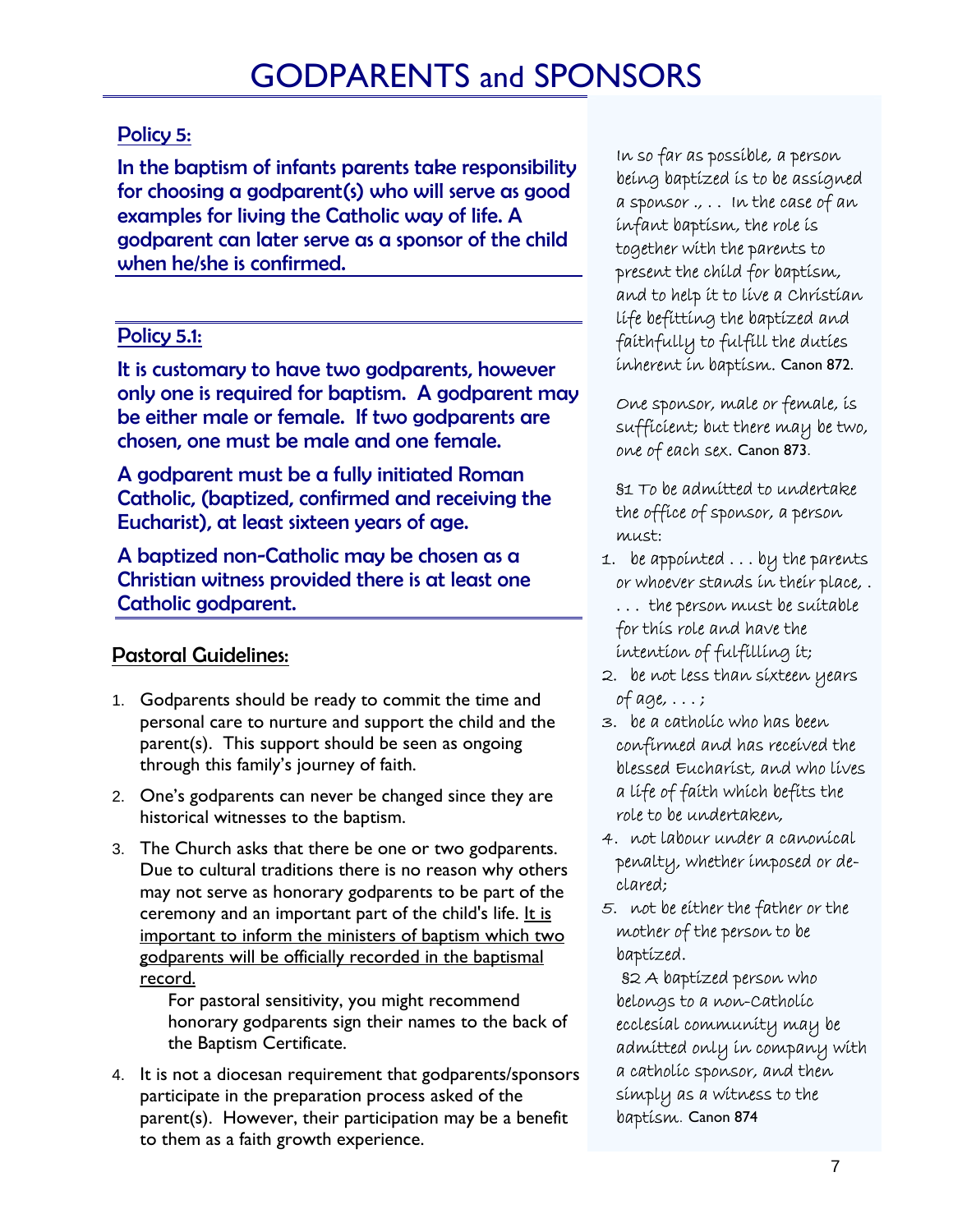# GODPARENTS and SPONSORS

## Policy 5:

**In the baptism of infants parents take responsibility for choosing a godparent(s) who will serve as good examples for living the Catholic way of life. A godparent can later serve as a sponsor of the child when he/she is confirmed.**

## Policy 5.1:

**It is customary to have two godparents, however only one is required for baptism. A godparent may be either male or female. If two godparents are chosen, one must be male and one female.**

**A godparent must be a fully initiated Roman Catholic, (baptized, confirmed and receiving the Eucharist), at least sixteen years of age.**

**A baptized non-Catholic may be chosen as a Christian witness provided there is at least one Catholic godparent.**

## Pastoral Guidelines:

1. Godparents should be ready to commit the time and personal care to nurture and support the child and the parent(s). This support should be seen as ongoing through this family's journey of faith.
2. One's godparents can never be changed since they are historical witnesses to the baptism.
3. The Church asks that there be one or two godparents. Due to cultural traditions there is no reason why others may not serve as honorary godparents to be part of the ceremony and an important part of the child's life. <u>It is important to inform the ministers of baptism which two godparents will be officially recorded in the baptismal record.</u>

   For pastoral sensitivity, you might recommend honorary godparents sign their names to the back of the Baptism Certificate.
4. It is not a diocesan requirement that godparents/sponsors participate in the preparation process asked of the parent(s). However, their participation may be a benefit to them as a faith growth experience.

*In so far as possible, a person being baptized is to be assigned a sponsor ., . . In the case of an infant baptism, the role is together with the parents to present the child for baptism, and to help it to live a Christian life befitting the baptized and faithfully to fulfill the duties inherent in baptism.* Canon 872.

*One sponsor, male or female, is sufficient; but there may be two, one of each sex.* Canon 873.

*§1 To be admitted to undertake the office of sponsor, a person must:*

1. *be appointed . . . by the parents or whoever stands in their place, . . . . the person must be suitable for this role and have the intention of fulfilling it;*
2. *be not less than sixteen years of age, . . . ;*
3. *be a catholic who has been confirmed and has received the blessed Eucharist, and who lives a life of faith which befits the role to be undertaken,*
4. *not labour under a canonical penalty, whether imposed or declared;*
5. *not be either the father or the mother of the person to be baptized.*

*§2 A baptized person who belongs to a non-Catholic ecclesial community may be admitted only in company with a catholic sponsor, and then simply as a witness to the baptism.* Canon 874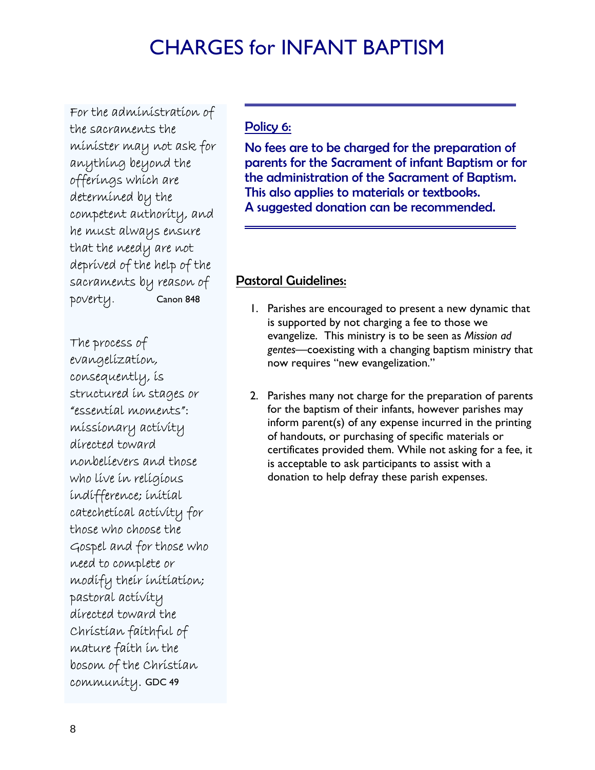# CHARGES for INFANT BAPTISM

For the administration of the sacraments the minister may not ask for anything beyond the offerings which are determined by the competent authority, and he must always ensure that the needy are not deprived of the help of the sacraments by reason of poverty. Canon 848

The process of evangelization, consequently, is structured in stages or "essential moments": missionary activity directed toward nonbelievers and those who live in religious indifference; initial catechetical activity for those who choose the Gospel and for those who need to complete or modify their initiation; pastoral activity directed toward the Christian faithful of mature faith in the bosom of the Christian community. GDC 49

---

## Policy 6:

**No fees are to be charged for the preparation of parents for the Sacrament of infant Baptism or for the administration of the Sacrament of Baptism. This also applies to materials or textbooks. A suggested donation can be recommended.**

---

## Pastoral Guidelines:

1. Parishes are encouraged to present a new dynamic that is supported by not charging a fee to those we evangelize. This ministry is to be seen as *Mission ad gentes*—coexisting with a changing baptism ministry that now requires "new evangelization."

2. Parishes many not charge for the preparation of parents for the baptism of their infants, however parishes may inform parent(s) of any expense incurred in the printing of handouts, or purchasing of specific materials or certificates provided them. While not asking for a fee, it is acceptable to ask participants to assist with a donation to help defray these parish expenses.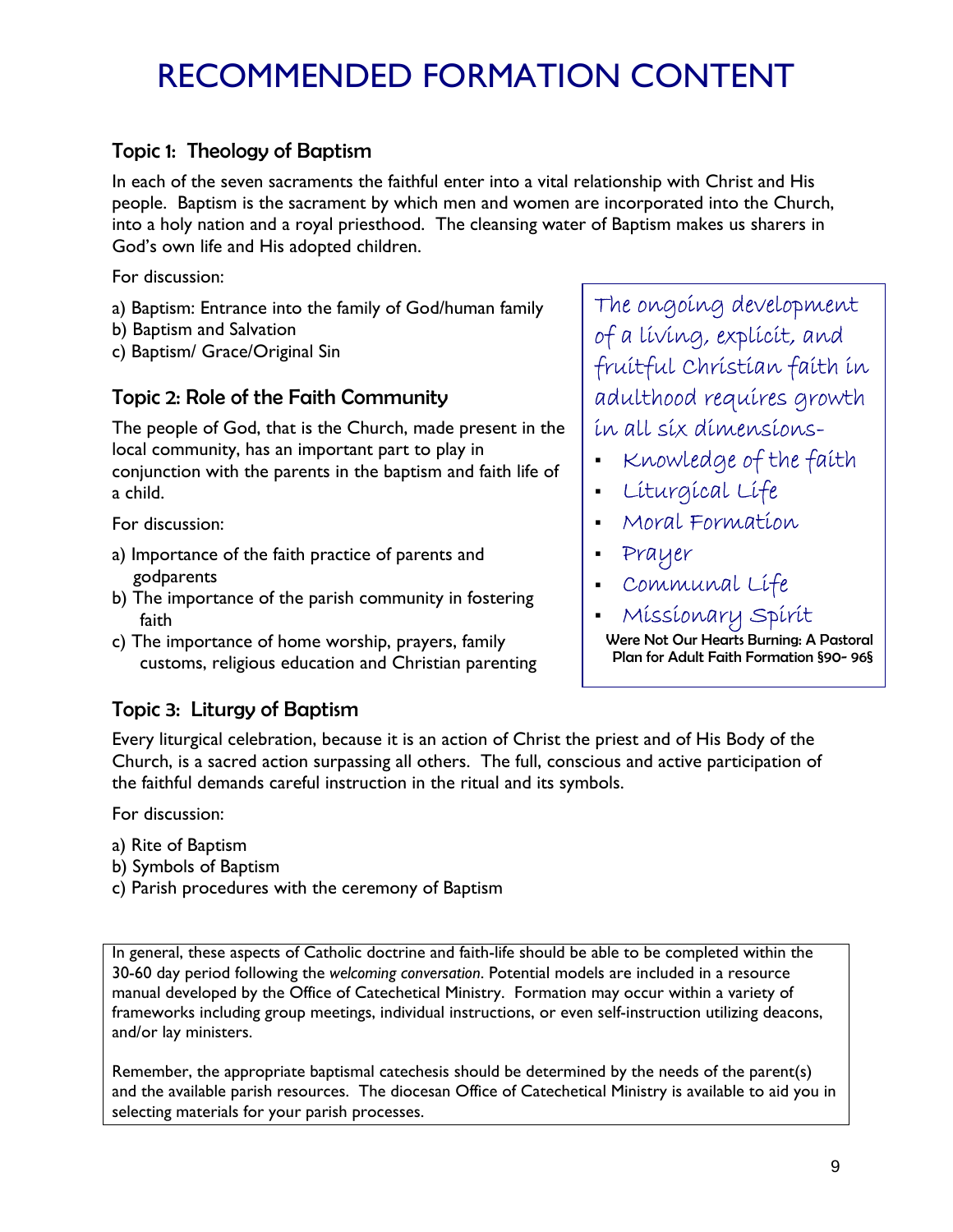# RECOMMENDED FORMATION CONTENT

## Topic 1: Theology of Baptism

In each of the seven sacraments the faithful enter into a vital relationship with Christ and His people. Baptism is the sacrament by which men and women are incorporated into the Church, into a holy nation and a royal priesthood. The cleansing water of Baptism makes us sharers in God's own life and His adopted children.

For discussion:

a) Baptism: Entrance into the family of God/human family
b) Baptism and Salvation
c) Baptism/ Grace/Original Sin

## Topic 2: Role of the Faith Community

The people of God, that is the Church, made present in the local community, has an important part to play in conjunction with the parents in the baptism and faith life of a child.

For discussion:

a) Importance of the faith practice of parents and godparents
b) The importance of the parish community in fostering faith
c) The importance of home worship, prayers, family customs, religious education and Christian parenting

The ongoing development of a living, explicit, and fruitful Christian faith in adulthood requires growth in all six dimensions-

- Knowledge of the faith
- Liturgical Life
- Moral Formation
- Prayer
- Communal Life
- Missionary Spirit

Were Not Our Hearts Burning: A Pastoral Plan for Adult Faith Formation §90- 96§

## Topic 3: Liturgy of Baptism

Every liturgical celebration, because it is an action of Christ the priest and of His Body of the Church, is a sacred action surpassing all others. The full, conscious and active participation of the faithful demands careful instruction in the ritual and its symbols.

For discussion:

a) Rite of Baptism
b) Symbols of Baptism
c) Parish procedures with the ceremony of Baptism

In general, these aspects of Catholic doctrine and faith-life should be able to be completed within the 30-60 day period following the *welcoming conversation*. Potential models are included in a resource manual developed by the Office of Catechetical Ministry. Formation may occur within a variety of frameworks including group meetings, individual instructions, or even self-instruction utilizing deacons, and/or lay ministers.

Remember, the appropriate baptismal catechesis should be determined by the needs of the parent(s) and the available parish resources. The diocesan Office of Catechetical Ministry is available to aid you in selecting materials for your parish processes.